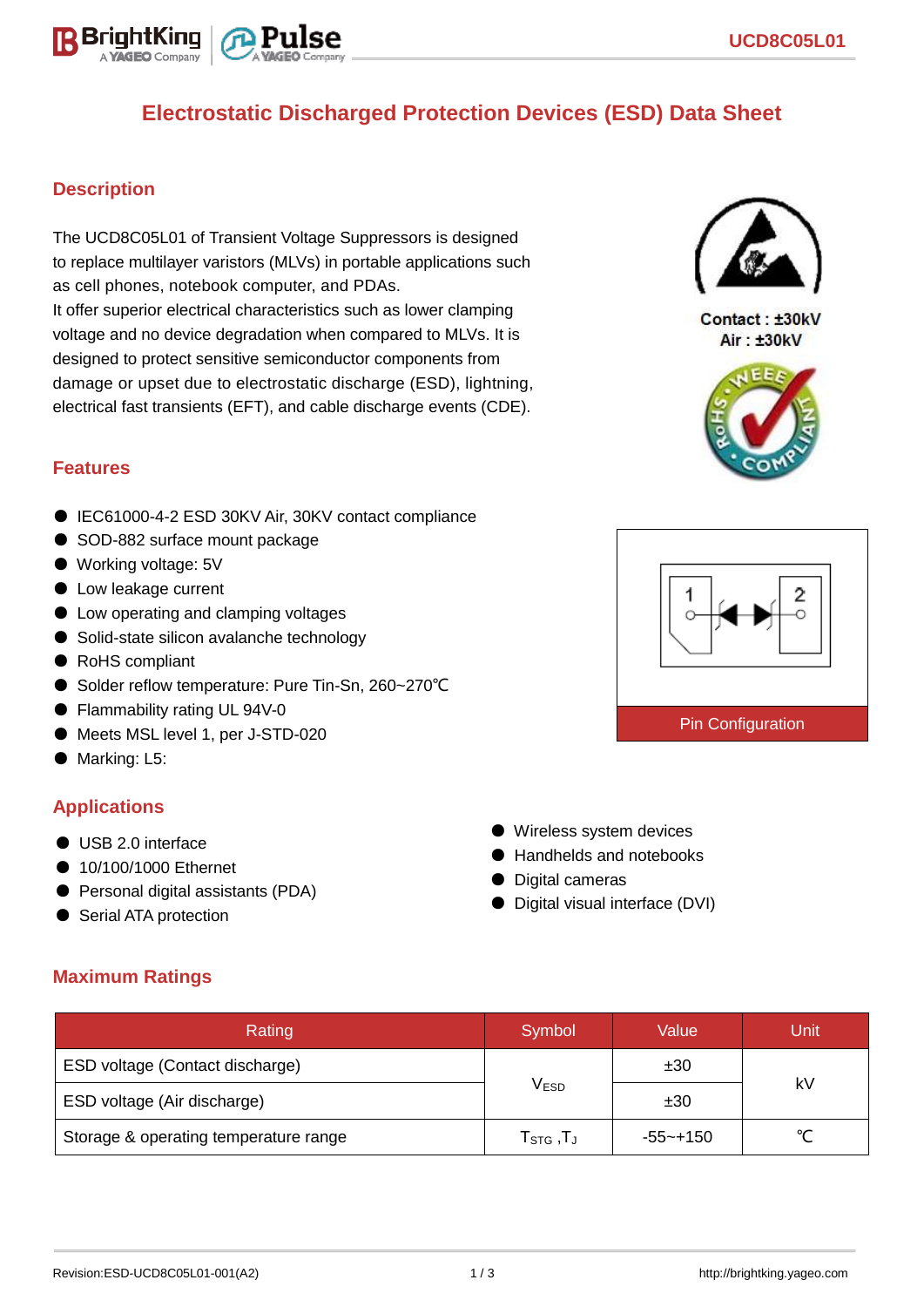# Electrostatic Discharged Protection Devices (ESD) Data Sheet

## Description

The UCD8C05L01 of Transient Voltage Suppressors is designed to replace multilayer varistors (MLVs) in portable applications such as cell phones, notebook computer, and PDAs.
It offer superior electrical characteristics such as lower clamping voltage and no device degradation when compared to MLVs. It is designed to protect sensitive semiconductor components from damage or upset due to electrostatic discharge (ESD), lightning, electrical fast transients (EFT), and cable discharge events (CDE).

Contact : ±30kV
Air : ±30kV

## Features

- IEC61000-4-2 ESD 30KV Air, 30KV contact compliance
- SOD-882 surface mount package
- Working voltage: 5V
- Low leakage current
- Low operating and clamping voltages
- Solid-state silicon avalanche technology
- RoHS compliant
- Solder reflow temperature: Pure Tin-Sn, 260~270℃
- Flammability rating UL 94V-0
- Meets MSL level 1, per J-STD-020
- Marking: L5:

1
2

Pin Configuration

## Applications

- USB 2.0 interface
- 10/100/1000 Ethernet
- Personal digital assistants (PDA)
- Serial ATA protection
- Wireless system devices
- Handhelds and notebooks
- Digital cameras
- Digital visual interface (DVI)

## Maximum Ratings

| Rating | Symbol | Value | Unit |
|---|---|---|---|
| ESD voltage (Contact discharge) | $V_{ESD}$ | ±30 | kV |
| ESD voltage (Air discharge) | | ±30 | |
| Storage & operating temperature range | $T_{STG}$ ,$T_J$ | -55~+150 | ℃ |

Revision:ESD-UCD8C05L01-001(A2) http://brightking.yageo.com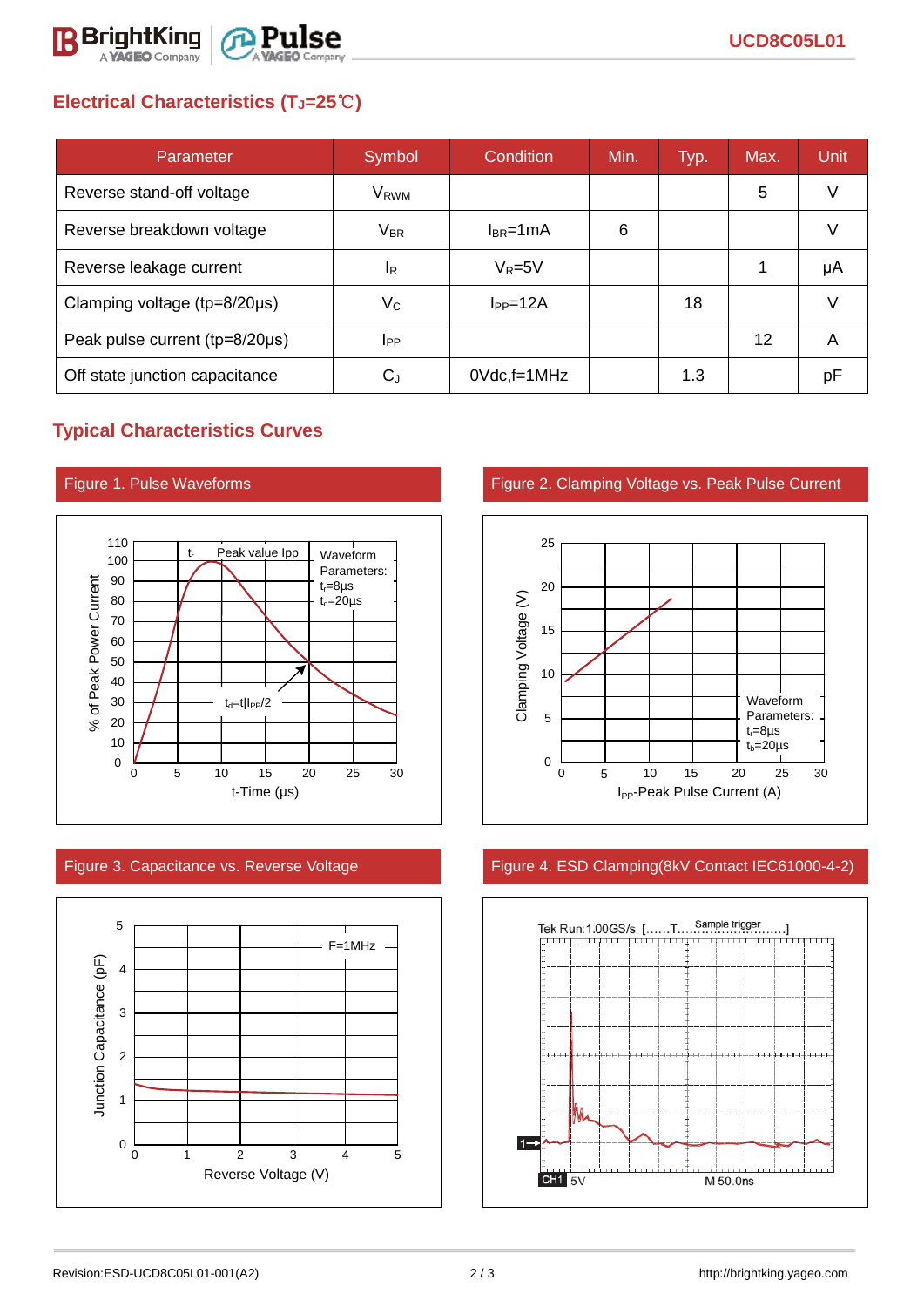## Electrical Characteristics ($T_J$=25℃)

| Parameter | Symbol | Condition | Min. | Typ. | Max. | Unit |
|---|---|---|---|---|---|---|
| Reverse stand-off voltage | $V_{RWM}$ | | | | 5 | V |
| Reverse breakdown voltage | $V_{BR}$ | $I_{BR}$=1mA | 6 | | | V |
| Reverse leakage current | $I_R$ | $V_R$=5V | | | 1 | μA |
| Clamping voltage (tp=8/20μs) | $V_C$ | $I_{PP}$=12A | | 18 | | V |
| Peak pulse current (tp=8/20μs) | $I_{PP}$ | | | | 12 | A |
| Off state junction capacitance | $C_J$ | 0Vdc,f=1MHz | | 1.3 | | pF |

## Typical Characteristics Curves

Figure 1. Pulse Waveforms

% of Peak Power Current
110
100
90
80
70
60
50
40
30
20
10
0
t-Time (μs)
0 5 10 15 20 25 30
$t_r$
Peak value Ipp
Waveform Parameters:
$t_r$=8μs
$t_d$=20μs
$t_d$=t|$I_{PP}$/2

Figure 2. Clamping Voltage vs. Peak Pulse Current

Clamping Voltage (V)
25
20
15
10
5
0
$I_{PP}$-Peak Pulse Current (A)
0 5 10 15 20 25 30
Waveform Parameters:
$t_r$=8μs
$t_b$=20μs

Figure 3. Capacitance vs. Reverse Voltage

Junction Capacitance (pF)
5
4
3
2
1
0
Reverse Voltage (V)
0 1 2 3 4 5
F=1MHz

Figure 4. ESD Clamping(8kV Contact IEC61000-4-2)

Tek Run:1.00GS/s [......T.........Sample trigger.........]
1→
CH1 5V
M 50.0ns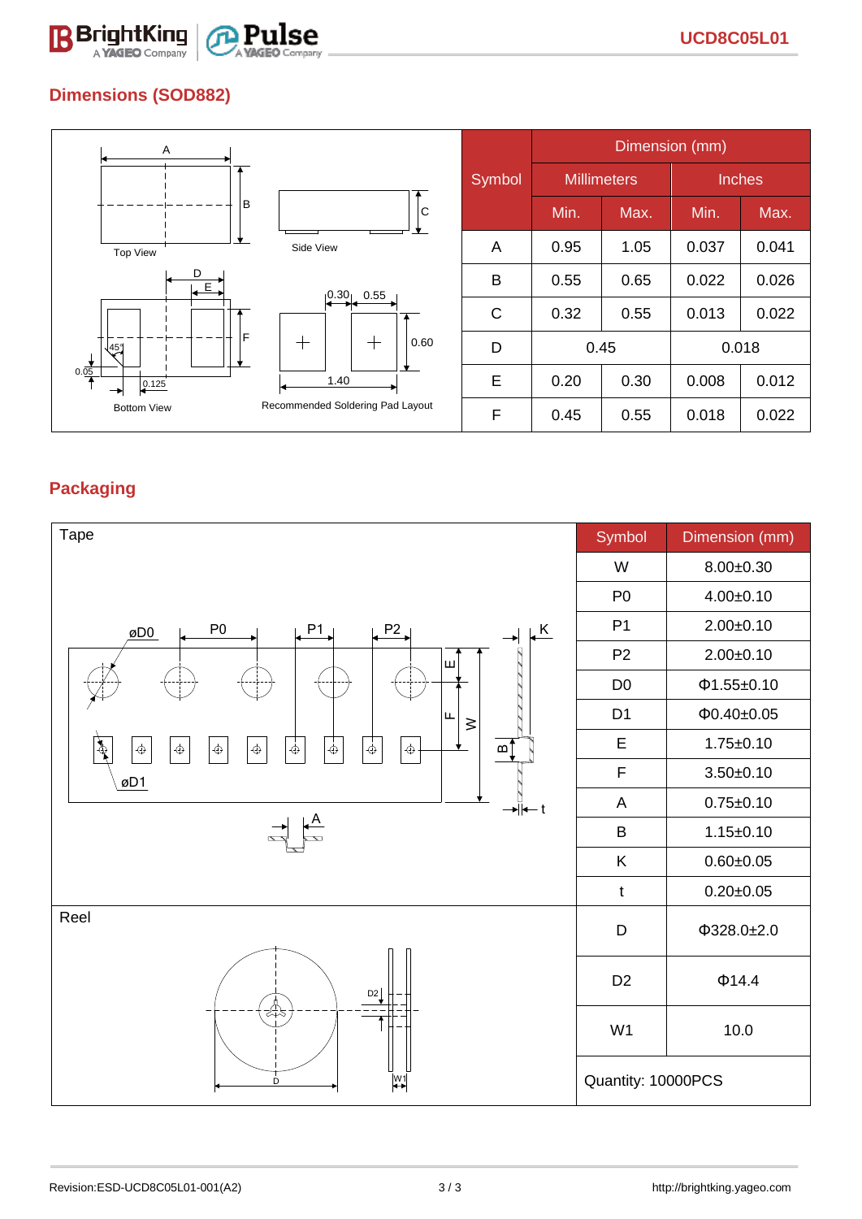## Dimensions (SOD882)

A

B

Top View

C

Side View

D

E

F

45°

0.05

0.125

Bottom View

0.30

0.55

0.60

1.40

Recommended Soldering Pad Layout

| Symbol | Dimension (mm) | | | |
|---|---|---|---|---|
| | Millimeters | | Inches | |
| | Min. | Max. | Min. | Max. |
| A | 0.95 | 1.05 | 0.037 | 0.041 |
| B | 0.55 | 0.65 | 0.022 | 0.026 |
| C | 0.32 | 0.55 | 0.013 | 0.022 |
| D | 0.45 | | 0.018 | |
| E | 0.20 | 0.30 | 0.008 | 0.012 |
| F | 0.45 | 0.55 | 0.018 | 0.022 |

## Packaging

Tape

øD0

P0

P1

P2

K

E

F

W

B

øD1

t

A

Reel

D2

D

W1

| Symbol | Dimension (mm) |
|---|---|
| W | 8.00±0.30 |
| P0 | 4.00±0.10 |
| P1 | 2.00±0.10 |
| P2 | 2.00±0.10 |
| D0 | Φ1.55±0.10 |
| D1 | Φ0.40±0.05 |
| E | 1.75±0.10 |
| F | 3.50±0.10 |
| A | 0.75±0.10 |
| B | 1.15±0.10 |
| K | 0.60±0.05 |
| t | 0.20±0.05 |
| D | Φ328.0±2.0 |
| D2 | Φ14.4 |
| W1 | 10.0 |
| Quantity: 10000PCS | |

Revision:ESD-UCD8C05L01-001(A2)

http://brightking.yageo.com